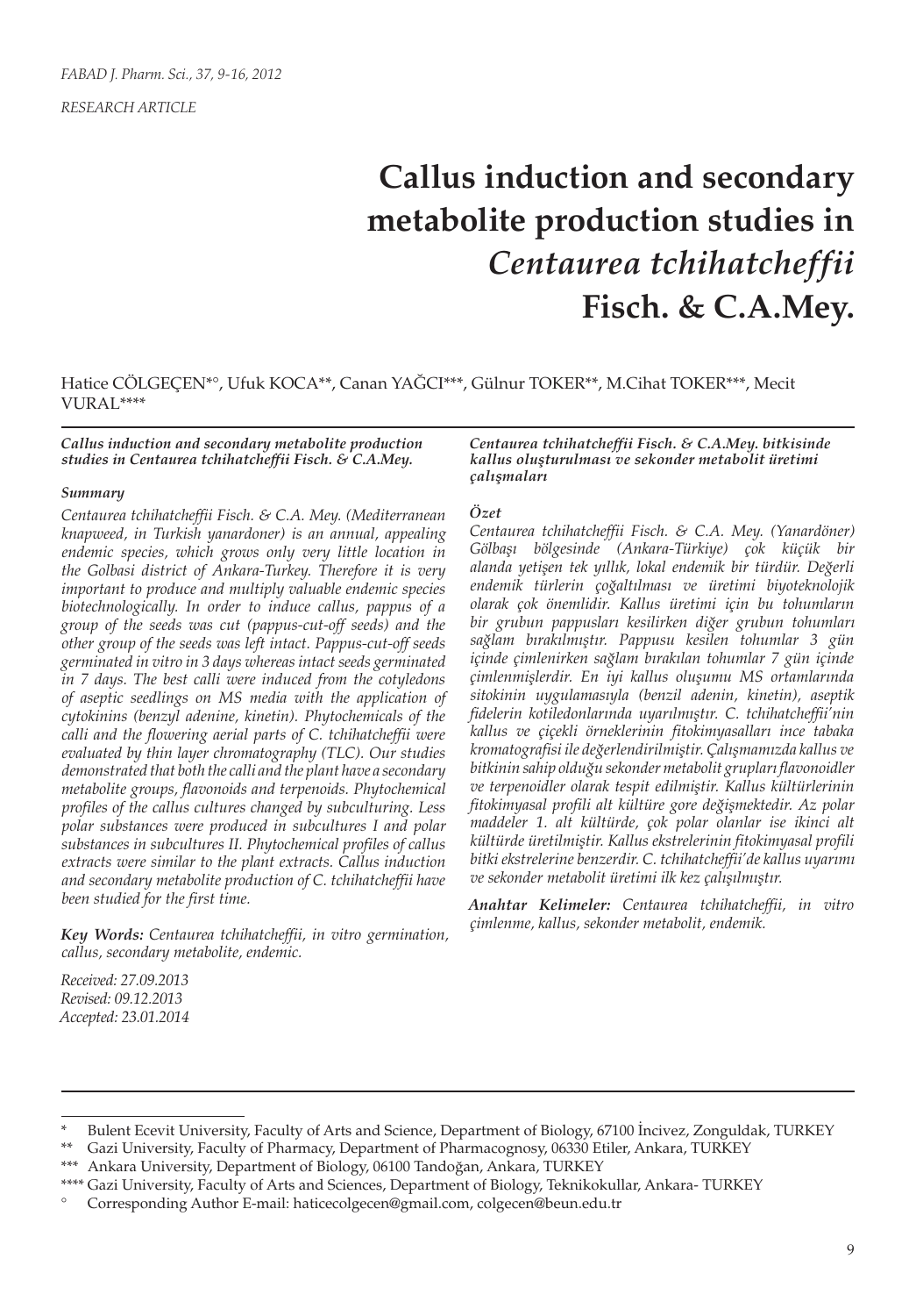RESEARCH ARTICLE

# Callus induction and secondary metabolite production studies in *Centaurea tchihatcheffii* Fisch. & C.A.Mey.

Hatice CÖLGEÇEN*°, Ufuk KOCA**, Canan YAĞCI***, Gülnur TOKER**, M.Cihat TOKER***, Mecit VURAL****

***Callus induction and secondary metabolite production studies in Centaurea tchihatcheffii Fisch. & C.A.Mey.***

***Summary***

*Centaurea tchihatcheffii Fisch. & C.A. Mey. (Mediterranean knapweed, in Turkish yanardoner) is an annual, appealing endemic species, which grows only very little location in the Golbasi district of Ankara-Turkey. Therefore it is very important to produce and multiply valuable endemic species biotechnologically. In order to induce callus, pappus of a group of the seeds was cut (pappus-cut-off seeds) and the other group of the seeds was left intact. Pappus-cut-off seeds germinated in vitro in 3 days whereas intact seeds germinated in 7 days. The best calli were induced from the cotyledons of aseptic seedlings on MS media with the application of cytokinins (benzyl adenine, kinetin). Phytochemicals of the calli and the flowering aerial parts of C. tchihatcheffii were evaluated by thin layer chromatography (TLC). Our studies demonstrated that both the calli and the plant have a secondary metabolite groups, flavonoids and terpenoids. Phytochemical profiles of the callus cultures changed by subculturing. Less polar substances were produced in subcultures I and polar substances in subcultures II. Phytochemical profiles of callus extracts were similar to the plant extracts. Callus induction and secondary metabolite production of C. tchihatcheffii have been studied for the first time.*

***Key Words:*** *Centaurea tchihatcheffii, in vitro germination, callus, secondary metabolite, endemic.*

*Received: 27.09.2013*
*Revised: 09.12.2013*
*Accepted: 23.01.2014*

***Centaurea tchihatcheffii Fisch. & C.A.Mey. bitkisinde kallus oluşturulması ve sekonder metabolit üretimi çalışmaları***

***Özet***

*Centaurea tchihatcheffii Fisch. & C.A. Mey. (Yanardöner) Gölbaşı bölgesinde (Ankara-Türkiye) çok küçük bir alanda yetişen tek yıllık, lokal endemik bir türdür. Değerli endemik türlerin çoğaltılması ve üretimi biyoteknolojik olarak çok önemlidir. Kallus üretimi için bu tohumların bir grubun pappusları kesilirken diğer grubun tohumları sağlam bırakılmıştır. Pappusu kesilen tohumlar 3 gün içinde çimlenirken sağlam bırakılan tohumlar 7 gün içinde çimlenmişlerdir. En iyi kallus oluşumu MS ortamlarında sitokinin uygulamasıyla (benzil adenin, kinetin), aseptik fidelerin kotiledonlarında uyarılmıştır. C. tchihatcheffii'nin kallus ve çiçekli örneklerinin fitokimyasalları ince tabaka kromatografisi ile değerlendirilmiştir. Çalışmamızda kallus ve bitkinin sahip olduğu sekonder metabolit grupları flavonoidler ve terpenoidler olarak tespit edilmiştir. Kallus kültürlerinin fitokimyasal profili alt kültüre gore değişmektedir. Az polar maddeler 1. alt kültürde, çok polar olanlar ise ikinci alt kültürde üretilmiştir. Kallus ekstrelerinin fitokimyasal profili bitki ekstrelerine benzerdir. C. tchihatcheffii'de kallus uyarımı ve sekonder metabolit üretimi ilk kez çalışılmıştır.*

***Anahtar Kelimeler:*** *Centaurea tchihatcheffii, in vitro çimlenme, kallus, sekonder metabolit, endemik.*

---

\* Bulent Ecevit University, Faculty of Arts and Science, Department of Biology, 67100 İncivez, Zonguldak, TURKEY
\*\* Gazi University, Faculty of Pharmacy, Department of Pharmacognosy, 06330 Etiler, Ankara, TURKEY
\*\*\* Ankara University, Department of Biology, 06100 Tandoğan, Ankara, TURKEY
\*\*\*\* Gazi University, Faculty of Arts and Sciences, Department of Biology, Teknikokullar, Ankara- TURKEY
° Corresponding Author E-mail: haticecolgecen@gmail.com, colgecen@beun.edu.tr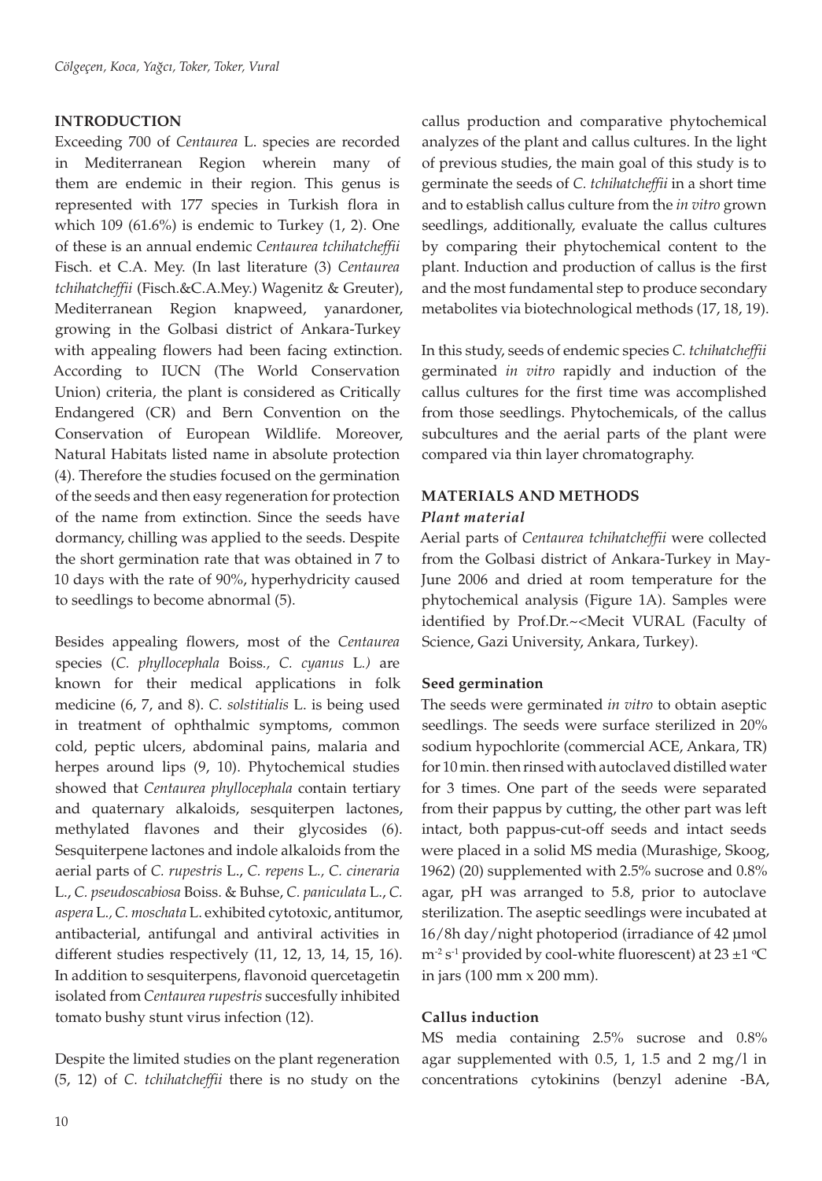## INTRODUCTION

Exceeding 700 of *Centaurea* L. species are recorded in Mediterranean Region wherein many of them are endemic in their region. This genus is represented with 177 species in Turkish flora in which 109 (61.6%) is endemic to Turkey (1, 2). One of these is an annual endemic *Centaurea tchihatcheffii* Fisch. et C.A. Mey. (In last literature (3) *Centaurea tchihatcheffii* (Fisch.&C.A.Mey.) Wagenitz & Greuter), Mediterranean Region knapweed, yanardoner, growing in the Golbasi district of Ankara-Turkey with appealing flowers had been facing extinction. According to IUCN (The World Conservation Union) criteria, the plant is considered as Critically Endangered (CR) and Bern Convention on the Conservation of European Wildlife. Moreover, Natural Habitats listed name in absolute protection (4). Therefore the studies focused on the germination of the seeds and then easy regeneration for protection of the name from extinction. Since the seeds have dormancy, chilling was applied to the seeds. Despite the short germination rate that was obtained in 7 to 10 days with the rate of 90%, hyperhydricity caused to seedlings to become abnormal (5).

Besides appealing flowers, most of the *Centaurea* species (*C. phyllocephala* Boiss*., C. cyanus* L*.)* are known for their medical applications in folk medicine (6, 7, and 8). *C. solstitialis* L. is being used in treatment of ophthalmic symptoms, common cold, peptic ulcers, abdominal pains, malaria and herpes around lips (9, 10). Phytochemical studies showed that *Centaurea phyllocephala* contain tertiary and quaternary alkaloids, sesquiterpen lactones, methylated flavones and their glycosides (6). Sesquiterpene lactones and indole alkaloids from the aerial parts of *C. rupestris* L., *C. repens* L.*, C. cineraria* L., *C. pseudoscabiosa* Boiss. & Buhse, *C. paniculata* L., *C. aspera* L., *C. moschata* L. exhibited cytotoxic, antitumor, antibacterial, antifungal and antiviral activities in different studies respectively (11, 12, 13, 14, 15, 16). In addition to sesquiterpens, flavonoid quercetagetin isolated from *Centaurea rupestris* succesfully inhibited tomato bushy stunt virus infection (12).

Despite the limited studies on the plant regeneration (5, 12) of *C. tchihatcheffii* there is no study on the callus production and comparative phytochemical analyzes of the plant and callus cultures. In the light of previous studies, the main goal of this study is to germinate the seeds of *C. tchihatcheffii* in a short time and to establish callus culture from the *in vitro* grown seedlings, additionally, evaluate the callus cultures by comparing their phytochemical content to the plant. Induction and production of callus is the first and the most fundamental step to produce secondary metabolites via biotechnological methods (17, 18, 19).

In this study, seeds of endemic species *C. tchihatcheffii* germinated *in vitro* rapidly and induction of the callus cultures for the first time was accomplished from those seedlings. Phytochemicals, of the callus subcultures and the aerial parts of the plant were compared via thin layer chromatography.

## MATERIALS AND METHODS

### *Plant material*

Aerial parts of *Centaurea tchihatcheffii* were collected from the Golbasi district of Ankara-Turkey in May-June 2006 and dried at room temperature for the phytochemical analysis (Figure 1A). Samples were identified by Prof.Dr.~<Mecit VURAL (Faculty of Science, Gazi University, Ankara, Turkey).

### Seed germination

The seeds were germinated *in vitro* to obtain aseptic seedlings. The seeds were surface sterilized in 20% sodium hypochlorite (commercial ACE, Ankara, TR) for 10 min. then rinsed with autoclaved distilled water for 3 times. One part of the seeds were separated from their pappus by cutting, the other part was left intact, both pappus-cut-off seeds and intact seeds were placed in a solid MS media (Murashige, Skoog, 1962) (20) supplemented with 2.5% sucrose and 0.8% agar, pH was arranged to 5.8, prior to autoclave sterilization. The aseptic seedlings were incubated at 16/8h day/night photoperiod (irradiance of 42 µmol $m^{-2}$ $s^{-1}$ provided by cool-white fluorescent) at 23 ±1 °C in jars (100 mm x 200 mm).

### Callus induction

MS media containing 2.5% sucrose and 0.8% agar supplemented with 0.5, 1, 1.5 and 2 mg/l in concentrations cytokinins (benzyl adenine -BA,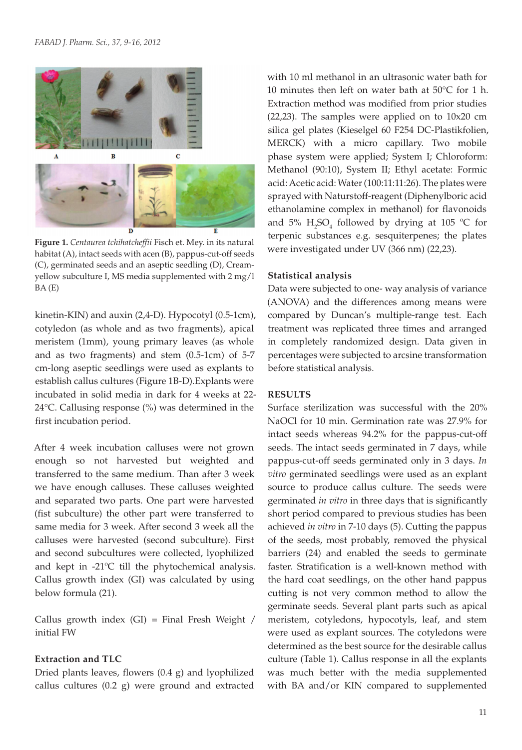**Figure 1.** *Centaurea tchihatcheffii* Fisch et. Mey. in its natural habitat (A), intact seeds with acen (B), pappus-cut-off seeds (C), germinated seeds and an aseptic seedling (D), Cream-yellow subculture I, MS media supplemented with 2 mg/l BA (E)

kinetin-KIN) and auxin (2,4-D). Hypocotyl (0.5-1cm), cotyledon (as whole and as two fragments), apical meristem (1mm), young primary leaves (as whole and as two fragments) and stem (0.5-1cm) of 5-7 cm-long aseptic seedlings were used as explants to establish callus cultures (Figure 1B-D).Explants were incubated in solid media in dark for 4 weeks at 22-24°C. Callusing response (%) was determined in the first incubation period.

After 4 week incubation calluses were not grown enough so not harvested but weighted and transferred to the same medium. Than after 3 week we have enough calluses. These calluses weighted and separated two parts. One part were harvested (fist subculture) the other part were transferred to same media for 3 week. After second 3 week all the calluses were harvested (second subculture). First and second subcultures were collected, lyophilized and kept in -21ºC till the phytochemical analysis. Callus growth index (GI) was calculated by using below formula (21).

Callus growth index (GI) = Final Fresh Weight / initial FW

### Extraction and TLC

Dried plants leaves, flowers (0.4 g) and lyophilized callus cultures (0.2 g) were ground and extracted with 10 ml methanol in an ultrasonic water bath for 10 minutes then left on water bath at 50°C for 1 h. Extraction method was modified from prior studies (22,23). The samples were applied on to 10x20 cm silica gel plates (Kieselgel 60 F254 DC-Plastikfolien, MERCK) with a micro capillary. Two mobile phase system were applied; System I; Chloroform: Methanol (90:10), System II; Ethyl acetate: Formic acid: Acetic acid: Water (100:11:11:26). The plates were sprayed with Naturstoff-reagent (Diphenylboric acid ethanolamine complex in methanol) for flavonoids and 5% $H_2SO_4$ followed by drying at 105 ºC for terpenic substances e.g. sesquiterpenes; the plates were investigated under UV (366 nm) (22,23).

### Statistical analysis

Data were subjected to one- way analysis of variance (ANOVA) and the differences among means were compared by Duncan's multiple-range test. Each treatment was replicated three times and arranged in completely randomized design. Data given in percentages were subjected to arcsine transformation before statistical analysis.

## RESULTS

Surface sterilization was successful with the 20% NaOCl for 10 min. Germination rate was 27.9% for intact seeds whereas 94.2% for the pappus-cut-off seeds. The intact seeds germinated in 7 days, while pappus-cut-off seeds germinated only in 3 days. *In vitro* germinated seedlings were used as an explant source to produce callus culture. The seeds were germinated *in vitro* in three days that is significantly short period compared to previous studies has been achieved *in vitro* in 7-10 days (5). Cutting the pappus of the seeds, most probably, removed the physical barriers (24) and enabled the seeds to germinate faster. Stratification is a well-known method with the hard coat seedlings, on the other hand pappus cutting is not very common method to allow the germinate seeds. Several plant parts such as apical meristem, cotyledons, hypocotyls, leaf, and stem were used as explant sources. The cotyledons were determined as the best source for the desirable callus culture (Table 1). Callus response in all the explants was much better with the media supplemented with BA and/or KIN compared to supplemented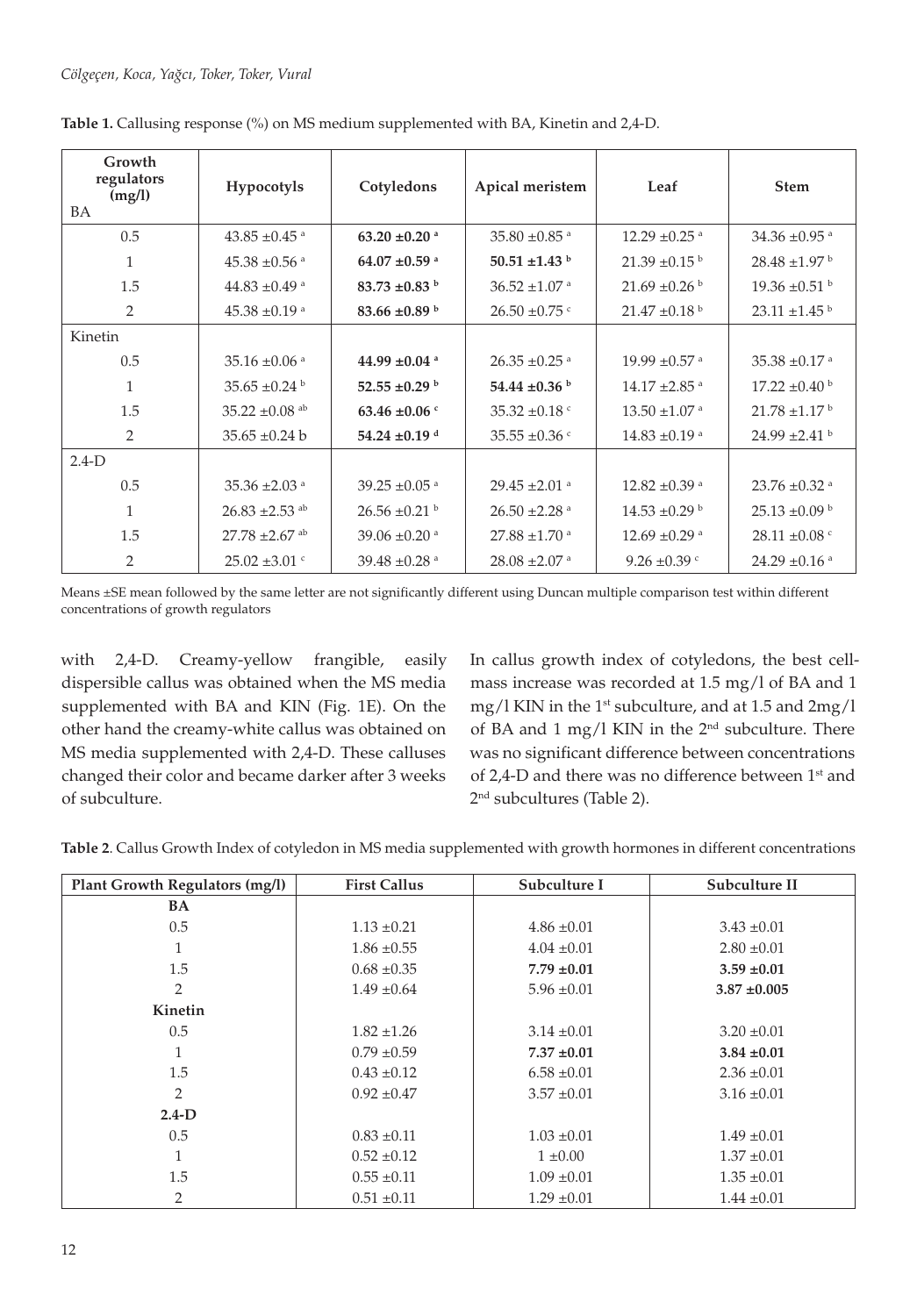**Table 1.** Callusing response (%) on MS medium supplemented with BA, Kinetin and 2,4-D.

| Growth regulators (mg/l) | Hypocotyls | Cotyledons | Apical meristem | Leaf | Stem |
|---|---|---|---|---|---|
| BA | | | | | |
| 0.5 | 43.85 ±0.45 $^{a}$ | **63.20 ±0.20 $^{a}$** | 35.80 ±0.85 $^{a}$ | 12.29 ±0.25 $^{a}$ | 34.36 ±0.95 $^{a}$ |
| 1 | 45.38 ±0.56 $^{a}$ | **64.07 ±0.59 $^{a}$** | **50.51 ±1.43 $^{b}$** | 21.39 ±0.15 $^{b}$ | 28.48 ±1.97 $^{b}$ |
| 1.5 | 44.83 ±0.49 $^{a}$ | **83.73 ±0.83 $^{b}$** | 36.52 ±1.07 $^{a}$ | 21.69 ±0.26 $^{b}$ | 19.36 ±0.51 $^{b}$ |
| 2 | 45.38 ±0.19 $^{a}$ | **83.66 ±0.89 $^{b}$** | 26.50 ±0.75 $^{c}$ | 21.47 ±0.18 $^{b}$ | 23.11 ±1.45 $^{b}$ |
| Kinetin | | | | | |
| 0.5 | 35.16 ±0.06 $^{a}$ | **44.99 ±0.04 $^{a}$** | 26.35 ±0.25 $^{a}$ | 19.99 ±0.57 $^{a}$ | 35.38 ±0.17 $^{a}$ |
| 1 | 35.65 ±0.24 $^{b}$ | **52.55 ±0.29 $^{b}$** | **54.44 ±0.36 $^{b}$** | 14.17 ±2.85 $^{a}$ | 17.22 ±0.40 $^{b}$ |
| 1.5 | 35.22 ±0.08 $^{ab}$ | **63.46 ±0.06 $^{c}$** | 35.32 ±0.18 $^{c}$ | 13.50 ±1.07 $^{a}$ | 21.78 ±1.17 $^{b}$ |
| 2 | 35.65 ±0.24 b | **54.24 ±0.19 $^{d}$** | 35.55 ±0.36 $^{c}$ | 14.83 ±0.19 $^{a}$ | 24.99 ±2.41 $^{b}$ |
| 2.4-D | | | | | |
| 0.5 | 35.36 ±2.03 $^{a}$ | 39.25 ±0.05 $^{a}$ | 29.45 ±2.01 $^{a}$ | 12.82 ±0.39 $^{a}$ | 23.76 ±0.32 $^{a}$ |
| 1 | 26.83 ±2.53 $^{ab}$ | 26.56 ±0.21 $^{b}$ | 26.50 ±2.28 $^{a}$ | 14.53 ±0.29 $^{b}$ | 25.13 ±0.09 $^{b}$ |
| 1.5 | 27.78 ±2.67 $^{ab}$ | 39.06 ±0.20 $^{a}$ | 27.88 ±1.70 $^{a}$ | 12.69 ±0.29 $^{a}$ | 28.11 ±0.08 $^{c}$ |
| 2 | 25.02 ±3.01 $^{c}$ | 39.48 ±0.28 $^{a}$ | 28.08 ±2.07 $^{a}$ | 9.26 ±0.39 $^{c}$ | 24.29 ±0.16 $^{a}$ |

Means ±SE mean followed by the same letter are not significantly different using Duncan multiple comparison test within different concentrations of growth regulators

with 2,4-D. Creamy-yellow frangible, easily dispersible callus was obtained when the MS media supplemented with BA and KIN (Fig. 1E). On the other hand the creamy-white callus was obtained on MS media supplemented with 2,4-D. These calluses changed their color and became darker after 3 weeks of subculture.

In callus growth index of cotyledons, the best cell-mass increase was recorded at 1.5 mg/l of BA and 1 mg/l KIN in the 1st subculture, and at 1.5 and 2mg/l of BA and 1 mg/l KIN in the 2nd subculture. There was no significant difference between concentrations of 2,4-D and there was no difference between 1st and 2nd subcultures (Table 2).

**Table 2**. Callus Growth Index of cotyledon in MS media supplemented with growth hormones in different concentrations

| Plant Growth Regulators (mg/l) | First Callus | Subculture I | Subculture II |
|---|---|---|---|
| **BA** | | | |
| 0.5 | 1.13 ±0.21 | 4.86 ±0.01 | 3.43 ±0.01 |
| 1 | 1.86 ±0.55 | 4.04 ±0.01 | 2.80 ±0.01 |
| 1.5 | 0.68 ±0.35 | **7.79 ±0.01** | **3.59 ±0.01** |
| 2 | 1.49 ±0.64 | 5.96 ±0.01 | **3.87 ±0.005** |
| **Kinetin** | | | |
| 0.5 | 1.82 ±1.26 | 3.14 ±0.01 | 3.20 ±0.01 |
| 1 | 0.79 ±0.59 | **7.37 ±0.01** | **3.84 ±0.01** |
| 1.5 | 0.43 ±0.12 | 6.58 ±0.01 | 2.36 ±0.01 |
| 2 | 0.92 ±0.47 | 3.57 ±0.01 | 3.16 ±0.01 |
| **2.4-D** | | | |
| 0.5 | 0.83 ±0.11 | 1.03 ±0.01 | 1.49 ±0.01 |
| 1 | 0.52 ±0.12 | 1 ±0.00 | 1.37 ±0.01 |
| 1.5 | 0.55 ±0.11 | 1.09 ±0.01 | 1.35 ±0.01 |
| 2 | 0.51 ±0.11 | 1.29 ±0.01 | 1.44 ±0.01 |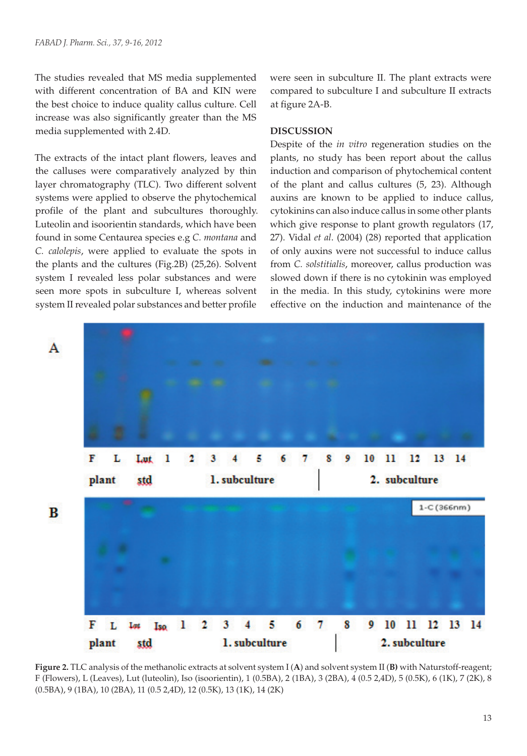The studies revealed that MS media supplemented with different concentration of BA and KIN were the best choice to induce quality callus culture. Cell increase was also significantly greater than the MS media supplemented with 2.4D.

The extracts of the intact plant flowers, leaves and the calluses were comparatively analyzed by thin layer chromatography (TLC). Two different solvent systems were applied to observe the phytochemical profile of the plant and subcultures thoroughly. Luteolin and isoorientin standards, which have been found in some Centaurea species e.g *C. montana* and *C. calolepis*, were applied to evaluate the spots in the plants and the cultures (Fig.2B) (25,26). Solvent system I revealed less polar substances and were seen more spots in subculture I, whereas solvent system II revealed polar substances and better profile were seen in subculture II. The plant extracts were compared to subculture I and subculture II extracts at figure 2A-B.

## DISCUSSION

Despite of the *in vitro* regeneration studies on the plants, no study has been report about the callus induction and comparison of phytochemical content of the plant and callus cultures (5, 23). Although auxins are known to be applied to induce callus, cytokinins can also induce callus in some other plants which give response to plant growth regulators (17, 27). Vidal *et al*. (2004) (28) reported that application of only auxins were not successful to induce callus from *C. solstitialis*, moreover, callus production was slowed down if there is no cytokinin was employed in the media. In this study, cytokinins were more effective on the induction and maintenance of the

**Figure 2.** TLC analysis of the methanolic extracts at solvent system I (**A**) and solvent system II (**B)** with Naturstoff-reagent; F (Flowers), L (Leaves), Lut (luteolin), Iso (isoorientin), 1 (0.5BA), 2 (1BA), 3 (2BA), 4 (0.5 2,4D), 5 (0.5K), 6 (1K), 7 (2K), 8 (0.5BA), 9 (1BA), 10 (2BA), 11 (0.5 2,4D), 12 (0.5K), 13 (1K), 14 (2K)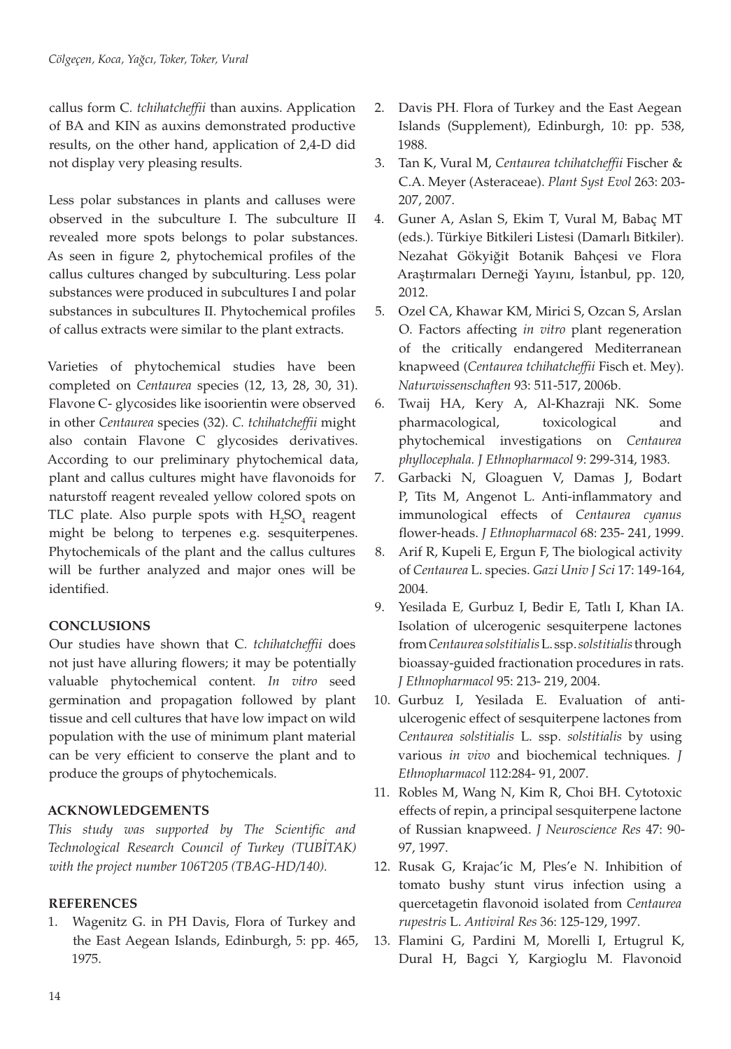callus form C. *tchihatcheffii* than auxins. Application of BA and KIN as auxins demonstrated productive results, on the other hand, application of 2,4-D did not display very pleasing results.

Less polar substances in plants and calluses were observed in the subculture I. The subculture II revealed more spots belongs to polar substances. As seen in figure 2, phytochemical profiles of the callus cultures changed by subculturing. Less polar substances were produced in subcultures I and polar substances in subcultures II. Phytochemical profiles of callus extracts were similar to the plant extracts.

Varieties of phytochemical studies have been completed on *Centaurea* species (12, 13, 28, 30, 31). Flavone C- glycosides like isoorientin were observed in other *Centaurea* species (32). *C. tchihatcheffii* might also contain Flavone C glycosides derivatives. According to our preliminary phytochemical data, plant and callus cultures might have flavonoids for naturstoff reagent revealed yellow colored spots on TLC plate. Also purple spots with $H_2SO_4$ reagent might be belong to terpenes e.g. sesquiterpenes. Phytochemicals of the plant and the callus cultures will be further analyzed and major ones will be identified.

## CONCLUSIONS

Our studies have shown that C. *tchihatcheffii* does not just have alluring flowers; it may be potentially valuable phytochemical content. *In vitro* seed germination and propagation followed by plant tissue and cell cultures that have low impact on wild population with the use of minimum plant material can be very efficient to conserve the plant and to produce the groups of phytochemicals.

## ACKNOWLEDGEMENTS

*This study was supported by The Scientific and Technological Research Council of Turkey (TUBİTAK) with the project number 106T205 (TBAG-HD/140).*

## REFERENCES

1. Wagenitz G. in PH Davis, Flora of Turkey and the East Aegean Islands, Edinburgh, 5: pp. 465, 1975.
2. Davis PH. Flora of Turkey and the East Aegean Islands (Supplement), Edinburgh, 10: pp. 538, 1988.
3. Tan K, Vural M, *Centaurea tchihatcheffii* Fischer & C.A. Meyer (Asteraceae). *Plant Syst Evol* 263: 203-207, 2007.
4. Guner A, Aslan S, Ekim T, Vural M, Babaç MT (eds.). Türkiye Bitkileri Listesi (Damarlı Bitkiler). Nezahat Gökyiğit Botanik Bahçesi ve Flora Araştırmaları Derneği Yayını, İstanbul, pp. 120, 2012.
5. Ozel CA, Khawar KM, Mirici S, Ozcan S, Arslan O. Factors affecting *in vitro* plant regeneration of the critically endangered Mediterranean knapweed (*Centaurea tchihatcheffii* Fisch et. Mey). *Naturwissenschaften* 93: 511-517, 2006b.
6. Twaij HA, Kery A, Al-Khazraji NK. Some pharmacological, toxicological and phytochemical investigations on *Centaurea phyllocephala. J Ethnopharmacol* 9: 299-314, 1983.
7. Garbacki N, Gloaguen V, Damas J, Bodart P, Tits M, Angenot L. Anti-inflammatory and immunological effects of *Centaurea cyanus* flower-heads. *J Ethnopharmacol* 68: 235- 241, 1999.
8. Arif R, Kupeli E, Ergun F, The biological activity of *Centaurea* L. species. *Gazi Univ J Sci* 17: 149-164, 2004.
9. Yesilada E, Gurbuz I, Bedir E, Tatlı I, Khan IA. Isolation of ulcerogenic sesquiterpene lactones from *Centaurea solstitialis* L. ssp. *solstitialis* through bioassay-guided fractionation procedures in rats. *J Ethnopharmacol* 95: 213- 219, 2004.
10. Gurbuz I, Yesilada E. Evaluation of anti-ulcerogenic effect of sesquiterpene lactones from *Centaurea solstitialis* L. ssp. *solstitialis* by using various *in vivo* and biochemical techniques. *J Ethnopharmacol* 112:284- 91, 2007.
11. Robles M, Wang N, Kim R, Choi BH. Cytotoxic effects of repin, a principal sesquiterpene lactone of Russian knapweed. *J Neuroscience Res* 47: 90-97, 1997.
12. Rusak G, Krajac'ic M, Ples'e N. Inhibition of tomato bushy stunt virus infection using a quercetagetin flavonoid isolated from *Centaurea rupestris* L. *Antiviral Res* 36: 125-129, 1997.
13. Flamini G, Pardini M, Morelli I, Ertugrul K, Dural H, Bagci Y, Kargioglu M. Flavonoid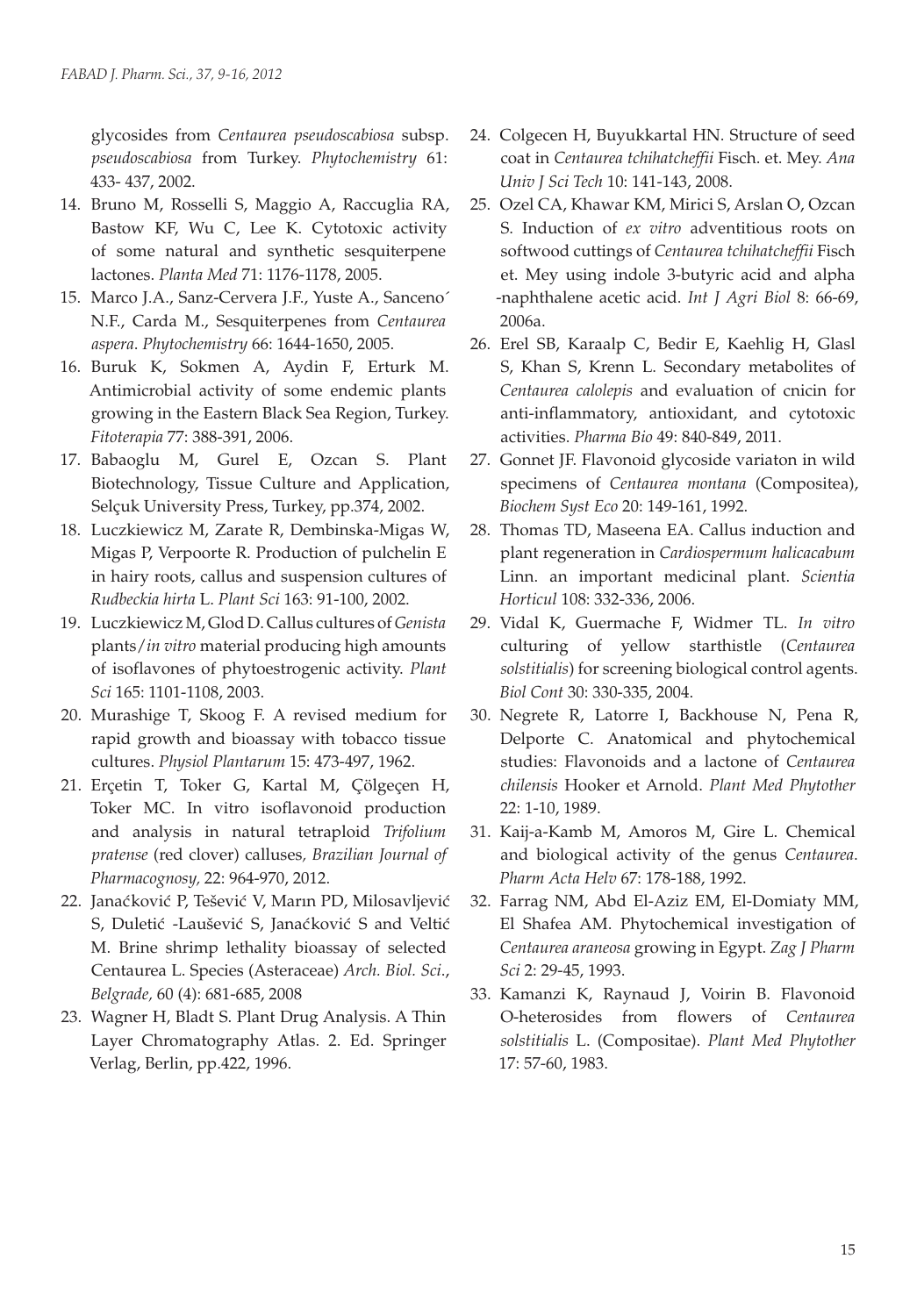glycosides from *Centaurea pseudoscabiosa* subsp. *pseudoscabiosa* from Turkey. *Phytochemistry* 61: 433- 437, 2002.

14. Bruno M, Rosselli S, Maggio A, Raccuglia RA, Bastow KF, Wu C, Lee K. Cytotoxic activity of some natural and synthetic sesquiterpene lactones. *Planta Med* 71: 1176-1178, 2005.
15. Marco J.A., Sanz-Cervera J.F., Yuste A., Sanceno´ N.F., Carda M., Sesquiterpenes from *Centaurea aspera*. *Phytochemistry* 66: 1644-1650, 2005.
16. Buruk K, Sokmen A, Aydin F, Erturk M. Antimicrobial activity of some endemic plants growing in the Eastern Black Sea Region, Turkey. *Fitoterapia* 77: 388-391, 2006.
17. Babaoglu M, Gurel E, Ozcan S. Plant Biotechnology, Tissue Culture and Application, Selçuk University Press, Turkey, pp.374, 2002.
18. Luczkiewicz M, Zarate R, Dembinska-Migas W, Migas P, Verpoorte R. Production of pulchelin E in hairy roots, callus and suspension cultures of *Rudbeckia hirta* L. *Plant Sci* 163: 91-100, 2002.
19. Luczkiewicz M, Glod D. Callus cultures of *Genista* plants/*in vitro* material producing high amounts of isoflavones of phytoestrogenic activity. *Plant Sci* 165: 1101-1108, 2003.
20. Murashige T, Skoog F. A revised medium for rapid growth and bioassay with tobacco tissue cultures. *Physiol Plantarum* 15: 473-497, 1962.
21. Erçetin T, Toker G, Kartal M, Çölgeçen H, Toker MC. In vitro isoflavonoid production and analysis in natural tetraploid *Trifolium pratense* (red clover) calluses, *Brazilian Journal of Pharmacognosy*, 22: 964-970, 2012.
22. Janaćković P, Tešević V, Marın PD, Milosavljević S, Duletić -Laušević S, Janaćković S and Veltić M. Brine shrimp lethality bioassay of selected Centaurea L. Species (Asteraceae) *Arch. Biol. Sci.*, *Belgrade*, 60 (4): 681-685, 2008
23. Wagner H, Bladt S. Plant Drug Analysis. A Thin Layer Chromatography Atlas. 2. Ed. Springer Verlag, Berlin, pp.422, 1996.
24. Colgecen H, Buyukkartal HN. Structure of seed coat in *Centaurea tchihatcheffii* Fisch. et. Mey. *Ana Univ J Sci Tech* 10: 141-143, 2008.
25. Ozel CA, Khawar KM, Mirici S, Arslan O, Ozcan S. Induction of *ex vitro* adventitious roots on softwood cuttings of *Centaurea tchihatcheffii* Fisch et. Mey using indole 3-butyric acid and alpha -naphthalene acetic acid. *Int J Agri Biol* 8: 66-69, 2006a.
26. Erel SB, Karaalp C, Bedir E, Kaehlig H, Glasl S, Khan S, Krenn L. Secondary metabolites of *Centaurea calolepis* and evaluation of cnicin for anti-inflammatory, antioxidant, and cytotoxic activities. *Pharma Bio* 49: 840-849, 2011.
27. Gonnet JF. Flavonoid glycoside variaton in wild specimens of *Centaurea montana* (Compositea), *Biochem Syst Eco* 20: 149-161, 1992.
28. Thomas TD, Maseena EA. Callus induction and plant regeneration in *Cardiospermum halicacabum* Linn. an important medicinal plant. *Scientia Horticul* 108: 332-336, 2006.
29. Vidal K, Guermache F, Widmer TL. *In vitro* culturing of yellow starthistle (*Centaurea solstitialis*) for screening biological control agents. *Biol Cont* 30: 330-335, 2004.
30. Negrete R, Latorre I, Backhouse N, Pena R, Delporte C. Anatomical and phytochemical studies: Flavonoids and a lactone of *Centaurea chilensis* Hooker et Arnold. *Plant Med Phytother* 22: 1-10, 1989.
31. Kaij-a-Kamb M, Amoros M, Gire L. Chemical and biological activity of the genus *Centaurea*. *Pharm Acta Helv* 67: 178-188, 1992.
32. Farrag NM, Abd El-Aziz EM, El-Domiaty MM, El Shafea AM. Phytochemical investigation of *Centaurea araneosa* growing in Egypt. *Zag J Pharm Sci* 2: 29-45, 1993.
33. Kamanzi K, Raynaud J, Voirin B. Flavonoid O-heterosides from flowers of *Centaurea solstitialis* L. (Compositae). *Plant Med Phytother* 17: 57-60, 1983.